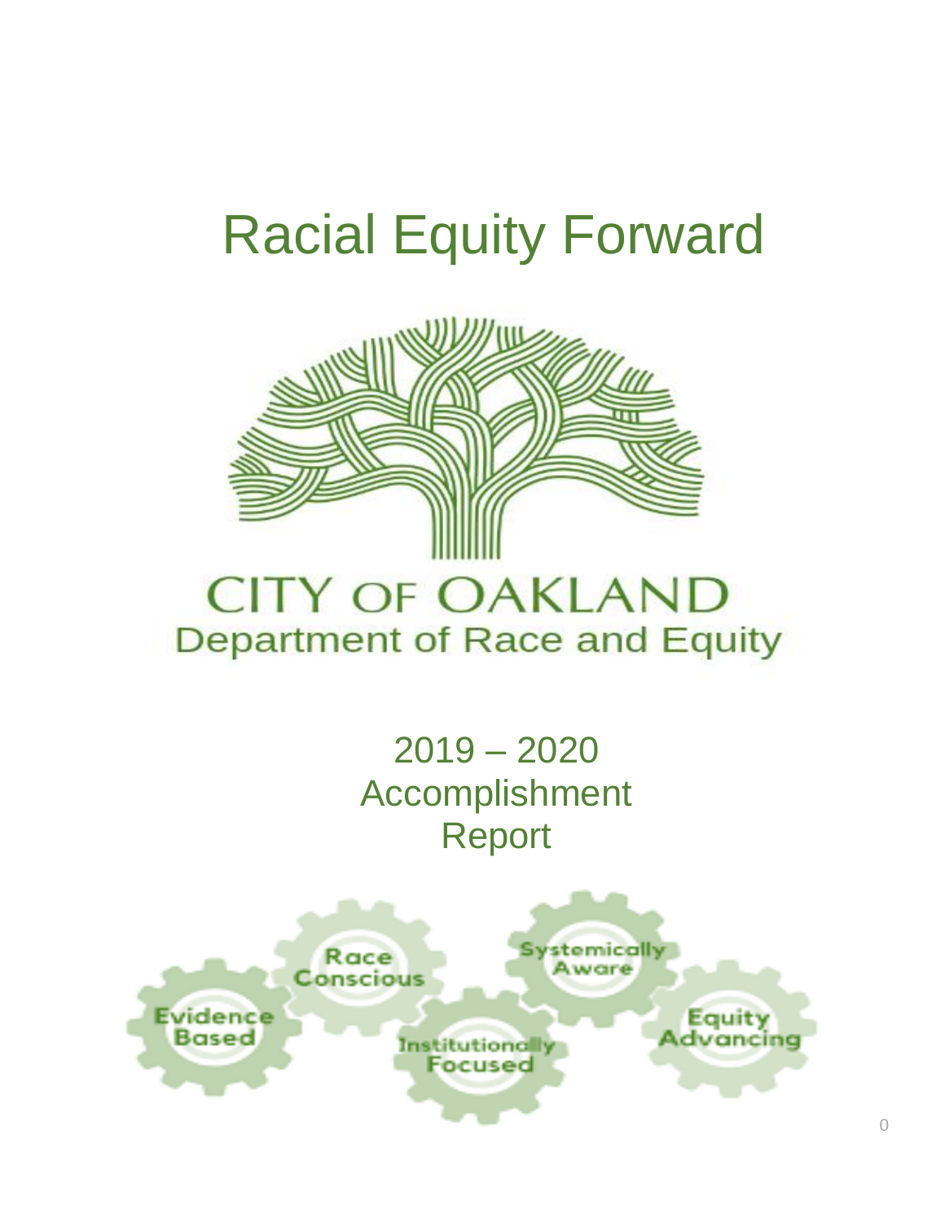# Racial Equity Forward

CITY OF OAKLAND
Department of Race and Equity

2019 – 2020
Accomplishment
Report

Evidence Based
Race Conscious
Institutionally Focused
Systemically Aware
Equity Advancing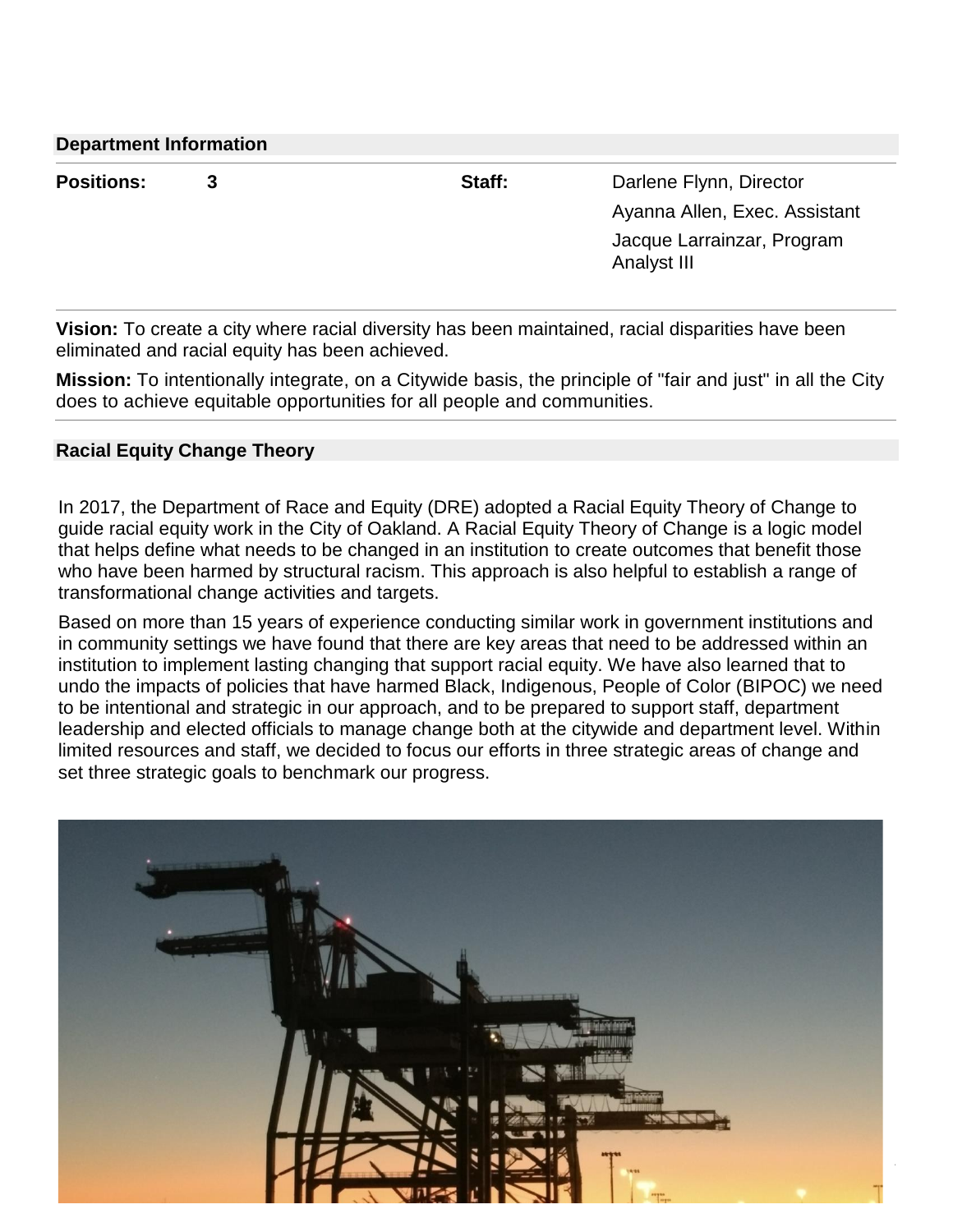## Department Information

| **Positions:** | **3** | **Staff:** | Darlene Flynn, Director<br>Ayanna Allen, Exec. Assistant<br>Jacque Larrainzar, Program Analyst III |
|---|---|---|---|

**Vision:** To create a city where racial diversity has been maintained, racial disparities have been eliminated and racial equity has been achieved.

**Mission:** To intentionally integrate, on a Citywide basis, the principle of "fair and just" in all the City does to achieve equitable opportunities for all people and communities.

## Racial Equity Change Theory

In 2017, the Department of Race and Equity (DRE) adopted a Racial Equity Theory of Change to guide racial equity work in the City of Oakland. A Racial Equity Theory of Change is a logic model that helps define what needs to be changed in an institution to create outcomes that benefit those who have been harmed by structural racism. This approach is also helpful to establish a range of transformational change activities and targets.

Based on more than 15 years of experience conducting similar work in government institutions and in community settings we have found that there are key areas that need to be addressed within an institution to implement lasting changing that support racial equity. We have also learned that to undo the impacts of policies that have harmed Black, Indigenous, People of Color (BIPOC) we need to be intentional and strategic in our approach, and to be prepared to support staff, department leadership and elected officials to manage change both at the citywide and department level. Within limited resources and staff, we decided to focus our efforts in three strategic areas of change and set three strategic goals to benchmark our progress.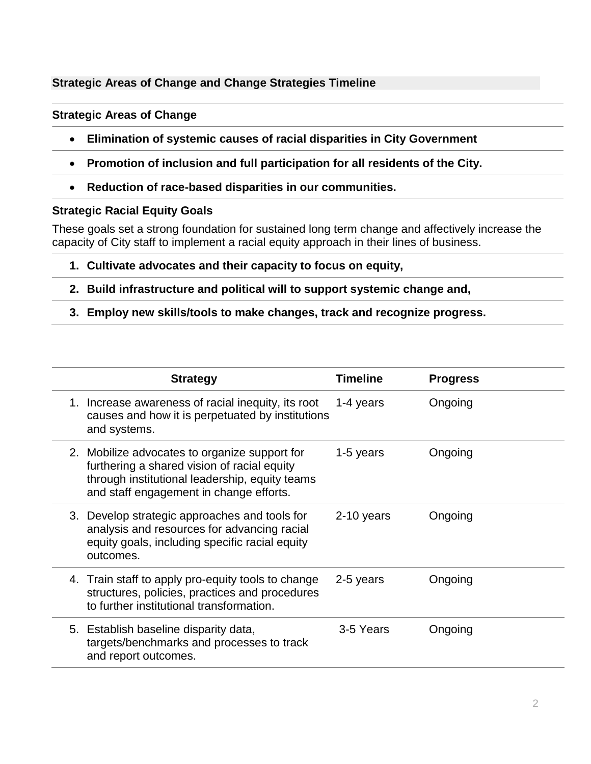## Strategic Areas of Change and Change Strategies Timeline

### Strategic Areas of Change

- **Elimination of systemic causes of racial disparities in City Government**
- **Promotion of inclusion and full participation for all residents of the City.**
- **Reduction of race-based disparities in our communities.**

### Strategic Racial Equity Goals

These goals set a strong foundation for sustained long term change and affectively increase the capacity of City staff to implement a racial equity approach in their lines of business.

1. **Cultivate advocates and their capacity to focus on equity,**
2. **Build infrastructure and political will to support systemic change and,**
3. **Employ new skills/tools to make changes, track and recognize progress.**

| Strategy | Timeline | Progress |
|---|---|---|
| 1. Increase awareness of racial inequity, its root causes and how it is perpetuated by institutions and systems. | 1-4 years | Ongoing |
| 2. Mobilize advocates to organize support for furthering a shared vision of racial equity through institutional leadership, equity teams and staff engagement in change efforts. | 1-5 years | Ongoing |
| 3. Develop strategic approaches and tools for analysis and resources for advancing racial equity goals, including specific racial equity outcomes. | 2-10 years | Ongoing |
| 4. Train staff to apply pro-equity tools to change structures, policies, practices and procedures to further institutional transformation. | 2-5 years | Ongoing |
| 5. Establish baseline disparity data, targets/benchmarks and processes to track and report outcomes. | 3-5 Years | Ongoing |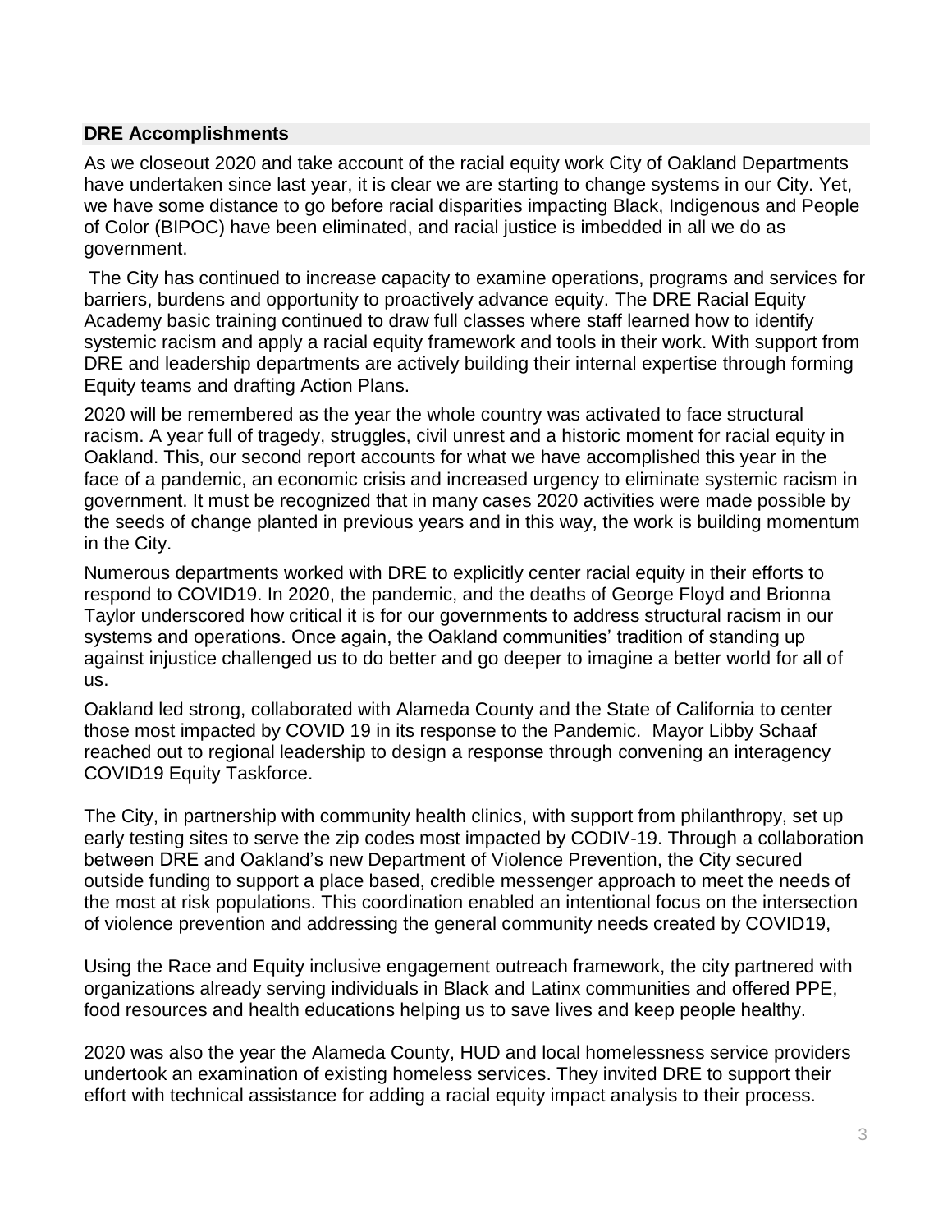## DRE Accomplishments

As we closeout 2020 and take account of the racial equity work City of Oakland Departments have undertaken since last year, it is clear we are starting to change systems in our City. Yet, we have some distance to go before racial disparities impacting Black, Indigenous and People of Color (BIPOC) have been eliminated, and racial justice is imbedded in all we do as government.

The City has continued to increase capacity to examine operations, programs and services for barriers, burdens and opportunity to proactively advance equity. The DRE Racial Equity Academy basic training continued to draw full classes where staff learned how to identify systemic racism and apply a racial equity framework and tools in their work. With support from DRE and leadership departments are actively building their internal expertise through forming Equity teams and drafting Action Plans.

2020 will be remembered as the year the whole country was activated to face structural racism. A year full of tragedy, struggles, civil unrest and a historic moment for racial equity in Oakland. This, our second report accounts for what we have accomplished this year in the face of a pandemic, an economic crisis and increased urgency to eliminate systemic racism in government. It must be recognized that in many cases 2020 activities were made possible by the seeds of change planted in previous years and in this way, the work is building momentum in the City.

Numerous departments worked with DRE to explicitly center racial equity in their efforts to respond to COVID19. In 2020, the pandemic, and the deaths of George Floyd and Brionna Taylor underscored how critical it is for our governments to address structural racism in our systems and operations. Once again, the Oakland communities' tradition of standing up against injustice challenged us to do better and go deeper to imagine a better world for all of us.

Oakland led strong, collaborated with Alameda County and the State of California to center those most impacted by COVID 19 in its response to the Pandemic. Mayor Libby Schaaf reached out to regional leadership to design a response through convening an interagency COVID19 Equity Taskforce.

The City, in partnership with community health clinics, with support from philanthropy, set up early testing sites to serve the zip codes most impacted by CODIV-19. Through a collaboration between DRE and Oakland's new Department of Violence Prevention, the City secured outside funding to support a place based, credible messenger approach to meet the needs of the most at risk populations. This coordination enabled an intentional focus on the intersection of violence prevention and addressing the general community needs created by COVID19,

Using the Race and Equity inclusive engagement outreach framework, the city partnered with organizations already serving individuals in Black and Latinx communities and offered PPE, food resources and health educations helping us to save lives and keep people healthy.

2020 was also the year the Alameda County, HUD and local homelessness service providers undertook an examination of existing homeless services. They invited DRE to support their effort with technical assistance for adding a racial equity impact analysis to their process.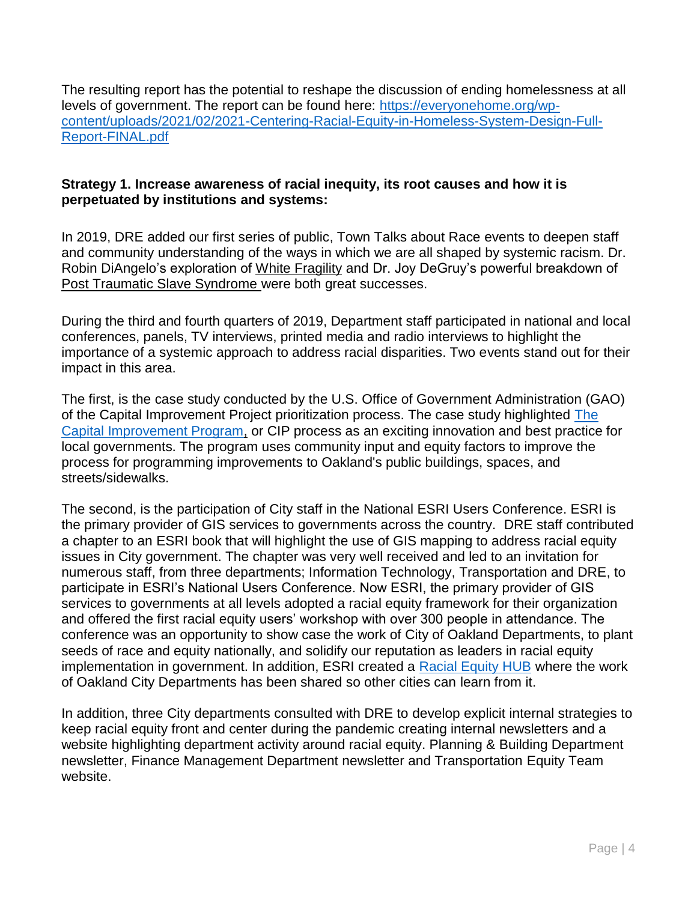The resulting report has the potential to reshape the discussion of ending homelessness at all levels of government. The report can be found here: [https://everyonehome.org/wp-content/uploads/2021/02/2021-Centering-Racial-Equity-in-Homeless-System-Design-Full-Report-FINAL.pdf](https://everyonehome.org/wp-content/uploads/2021/02/2021-Centering-Racial-Equity-in-Homeless-System-Design-Full-Report-FINAL.pdf)

**Strategy 1. Increase awareness of racial inequity, its root causes and how it is perpetuated by institutions and systems:**

In 2019, DRE added our first series of public, Town Talks about Race events to deepen staff and community understanding of the ways in which we are all shaped by systemic racism. Dr. Robin DiAngelo's exploration of White Fragility and Dr. Joy DeGruy's powerful breakdown of Post Traumatic Slave Syndrome were both great successes.

During the third and fourth quarters of 2019, Department staff participated in national and local conferences, panels, TV interviews, printed media and radio interviews to highlight the importance of a systemic approach to address racial disparities. Two events stand out for their impact in this area.

The first, is the case study conducted by the U.S. Office of Government Administration (GAO) of the Capital Improvement Project prioritization process. The case study highlighted The Capital Improvement Program, or CIP process as an exciting innovation and best practice for local governments. The program uses community input and equity factors to improve the process for programming improvements to Oakland's public buildings, spaces, and streets/sidewalks.

The second, is the participation of City staff in the National ESRI Users Conference. ESRI is the primary provider of GIS services to governments across the country. DRE staff contributed a chapter to an ESRI book that will highlight the use of GIS mapping to address racial equity issues in City government. The chapter was very well received and led to an invitation for numerous staff, from three departments; Information Technology, Transportation and DRE, to participate in ESRI's National Users Conference. Now ESRI, the primary provider of GIS services to governments at all levels adopted a racial equity framework for their organization and offered the first racial equity users' workshop with over 300 people in attendance. The conference was an opportunity to show case the work of City of Oakland Departments, to plant seeds of race and equity nationally, and solidify our reputation as leaders in racial equity implementation in government. In addition, ESRI created a Racial Equity HUB where the work of Oakland City Departments has been shared so other cities can learn from it.

In addition, three City departments consulted with DRE to develop explicit internal strategies to keep racial equity front and center during the pandemic creating internal newsletters and a website highlighting department activity around racial equity. Planning & Building Department newsletter, Finance Management Department newsletter and Transportation Equity Team website.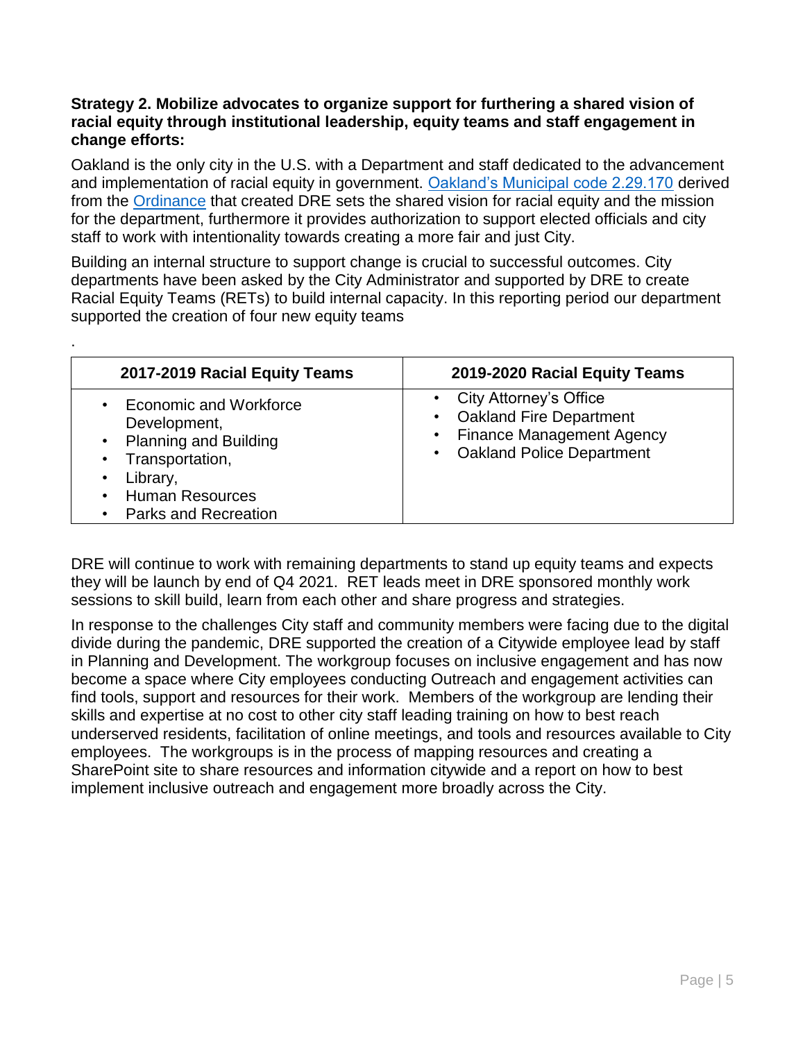**Strategy 2. Mobilize advocates to organize support for furthering a shared vision of racial equity through institutional leadership, equity teams and staff engagement in change efforts:**

Oakland is the only city in the U.S. with a Department and staff dedicated to the advancement and implementation of racial equity in government. [Oakland's Municipal code 2.29.170]() derived from the [Ordinance]() that created DRE sets the shared vision for racial equity and the mission for the department, furthermore it provides authorization to support elected officials and city staff to work with intentionality towards creating a more fair and just City.

Building an internal structure to support change is crucial to successful outcomes. City departments have been asked by the City Administrator and supported by DRE to create Racial Equity Teams (RETs) to build internal capacity. In this reporting period our department supported the creation of four new equity teams

.

| 2017-2019 Racial Equity Teams | 2019-2020 Racial Equity Teams |
|---|---|
| • Economic and Workforce Development,<br>• Planning and Building<br>• Transportation,<br>• Library,<br>• Human Resources<br>• Parks and Recreation | • City Attorney's Office<br>• Oakland Fire Department<br>• Finance Management Agency<br>• Oakland Police Department |

DRE will continue to work with remaining departments to stand up equity teams and expects they will be launch by end of Q4 2021. RET leads meet in DRE sponsored monthly work sessions to skill build, learn from each other and share progress and strategies.

In response to the challenges City staff and community members were facing due to the digital divide during the pandemic, DRE supported the creation of a Citywide employee lead by staff in Planning and Development. The workgroup focuses on inclusive engagement and has now become a space where City employees conducting Outreach and engagement activities can find tools, support and resources for their work. Members of the workgroup are lending their skills and expertise at no cost to other city staff leading training on how to best reach underserved residents, facilitation of online meetings, and tools and resources available to City employees. The workgroups is in the process of mapping resources and creating a SharePoint site to share resources and information citywide and a report on how to best implement inclusive outreach and engagement more broadly across the City.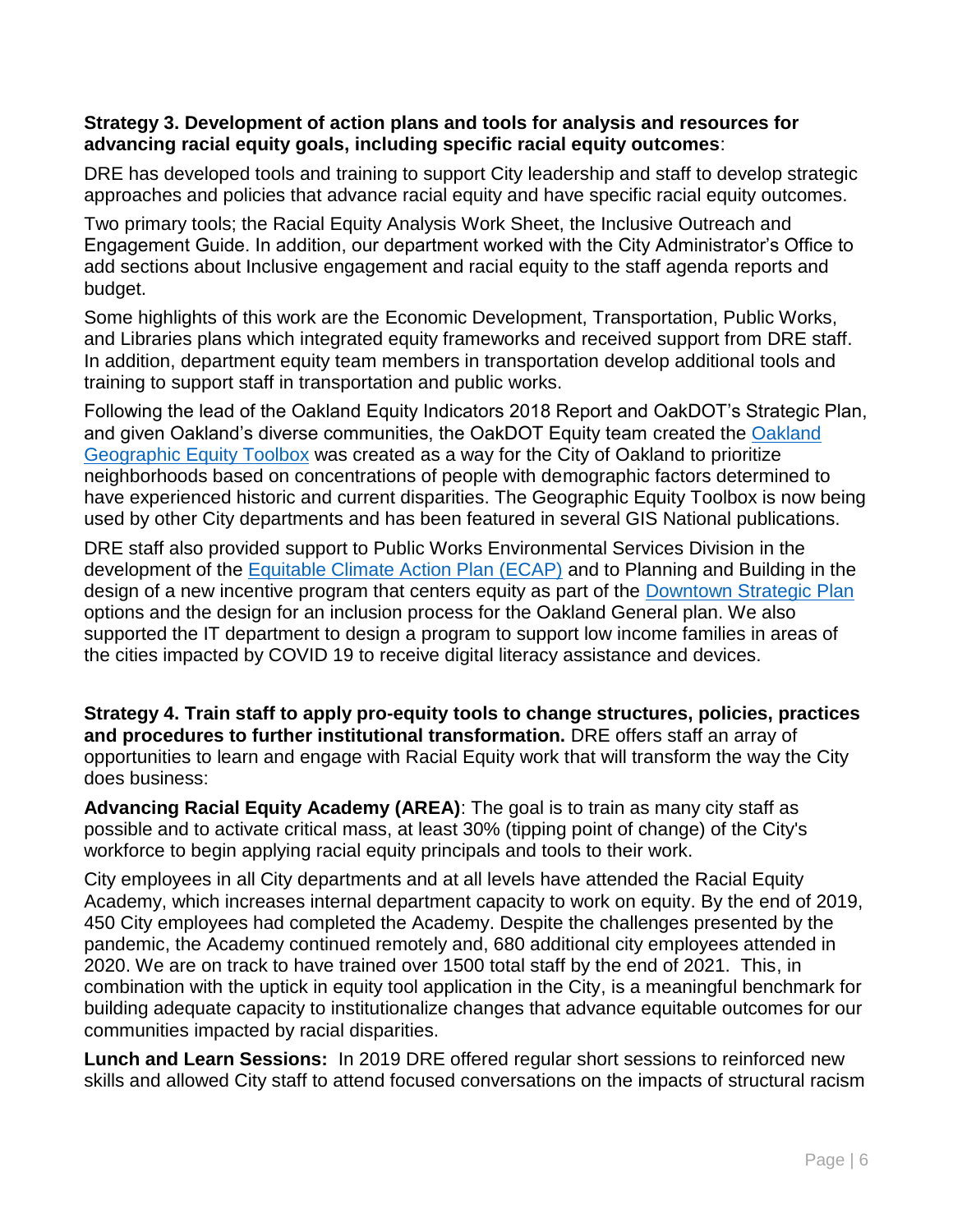**Strategy 3. Development of action plans and tools for analysis and resources for advancing racial equity goals, including specific racial equity outcomes**:

DRE has developed tools and training to support City leadership and staff to develop strategic approaches and policies that advance racial equity and have specific racial equity outcomes.

Two primary tools; the Racial Equity Analysis Work Sheet, the Inclusive Outreach and Engagement Guide. In addition, our department worked with the City Administrator's Office to add sections about Inclusive engagement and racial equity to the staff agenda reports and budget.

Some highlights of this work are the Economic Development, Transportation, Public Works, and Libraries plans which integrated equity frameworks and received support from DRE staff. In addition, department equity team members in transportation develop additional tools and training to support staff in transportation and public works.

Following the lead of the Oakland Equity Indicators 2018 Report and OakDOT's Strategic Plan, and given Oakland's diverse communities, the OakDOT Equity team created the Oakland Geographic Equity Toolbox was created as a way for the City of Oakland to prioritize neighborhoods based on concentrations of people with demographic factors determined to have experienced historic and current disparities. The Geographic Equity Toolbox is now being used by other City departments and has been featured in several GIS National publications.

DRE staff also provided support to Public Works Environmental Services Division in the development of the Equitable Climate Action Plan (ECAP) and to Planning and Building in the design of a new incentive program that centers equity as part of the Downtown Strategic Plan options and the design for an inclusion process for the Oakland General plan. We also supported the IT department to design a program to support low income families in areas of the cities impacted by COVID 19 to receive digital literacy assistance and devices.

**Strategy 4. Train staff to apply pro-equity tools to change structures, policies, practices and procedures to further institutional transformation.** DRE offers staff an array of opportunities to learn and engage with Racial Equity work that will transform the way the City does business:

**Advancing Racial Equity Academy (AREA)**: The goal is to train as many city staff as possible and to activate critical mass, at least 30% (tipping point of change) of the City's workforce to begin applying racial equity principals and tools to their work.

City employees in all City departments and at all levels have attended the Racial Equity Academy, which increases internal department capacity to work on equity. By the end of 2019, 450 City employees had completed the Academy. Despite the challenges presented by the pandemic, the Academy continued remotely and, 680 additional city employees attended in 2020. We are on track to have trained over 1500 total staff by the end of 2021. This, in combination with the uptick in equity tool application in the City, is a meaningful benchmark for building adequate capacity to institutionalize changes that advance equitable outcomes for our communities impacted by racial disparities.

**Lunch and Learn Sessions:** In 2019 DRE offered regular short sessions to reinforced new skills and allowed City staff to attend focused conversations on the impacts of structural racism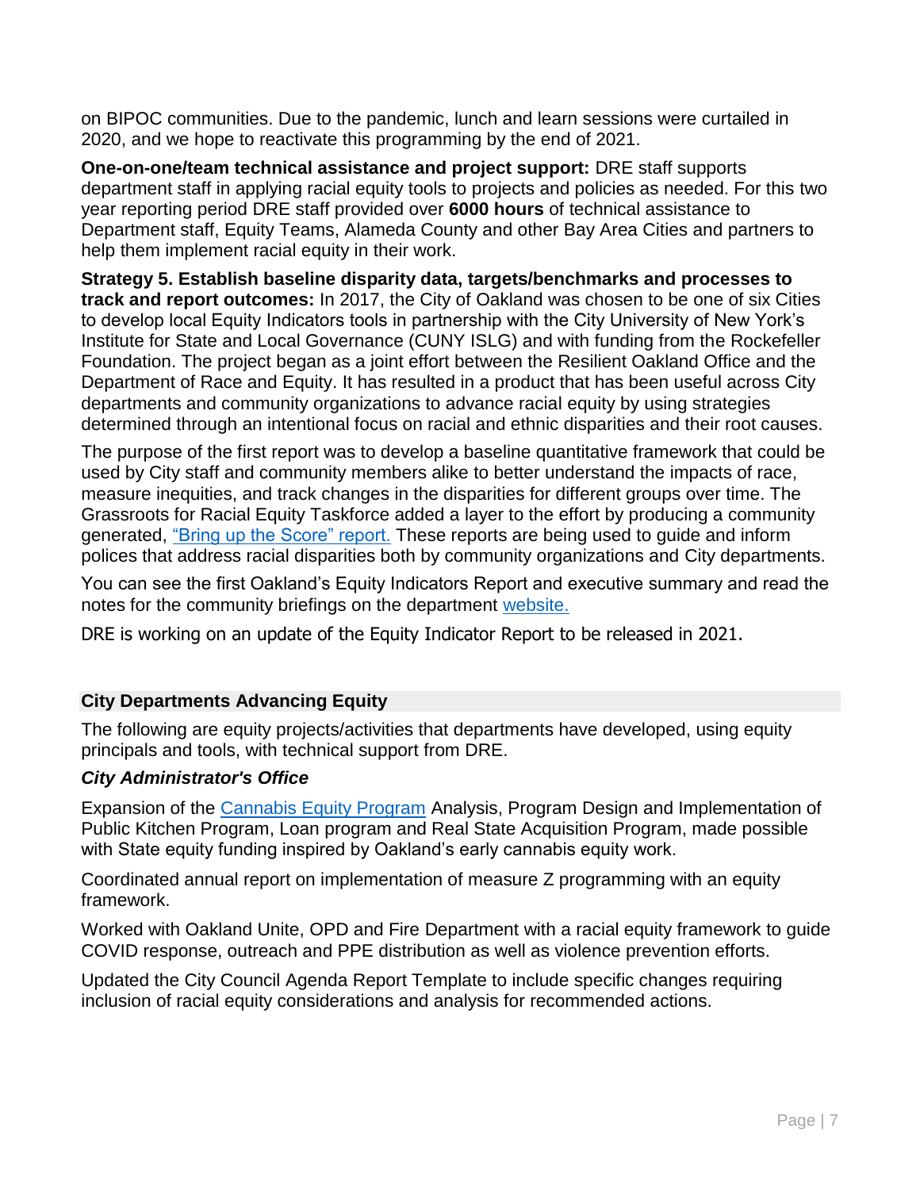on BIPOC communities. Due to the pandemic, lunch and learn sessions were curtailed in 2020, and we hope to reactivate this programming by the end of 2021.

**One-on-one/team technical assistance and project support:** DRE staff supports department staff in applying racial equity tools to projects and policies as needed. For this two year reporting period DRE staff provided over **6000 hours** of technical assistance to Department staff, Equity Teams, Alameda County and other Bay Area Cities and partners to help them implement racial equity in their work.

**Strategy 5. Establish baseline disparity data, targets/benchmarks and processes to track and report outcomes:** In 2017, the City of Oakland was chosen to be one of six Cities to develop local Equity Indicators tools in partnership with the City University of New York's Institute for State and Local Governance (CUNY ISLG) and with funding from the Rockefeller Foundation. The project began as a joint effort between the Resilient Oakland Office and the Department of Race and Equity. It has resulted in a product that has been useful across City departments and community organizations to advance racial equity by using strategies determined through an intentional focus on racial and ethnic disparities and their root causes.

The purpose of the first report was to develop a baseline quantitative framework that could be used by City staff and community members alike to better understand the impacts of race, measure inequities, and track changes in the disparities for different groups over time. The Grassroots for Racial Equity Taskforce added a layer to the effort by producing a community generated, "Bring up the Score" report. These reports are being used to guide and inform polices that address racial disparities both by community organizations and City departments.

You can see the first Oakland's Equity Indicators Report and executive summary and read the notes for the community briefings on the department website.

DRE is working on an update of the Equity Indicator Report to be released in 2021.

## City Departments Advancing Equity

The following are equity projects/activities that departments have developed, using equity principals and tools, with technical support from DRE.

### *City Administrator's Office*

Expansion of the Cannabis Equity Program Analysis, Program Design and Implementation of Public Kitchen Program, Loan program and Real State Acquisition Program, made possible with State equity funding inspired by Oakland's early cannabis equity work.

Coordinated annual report on implementation of measure Z programming with an equity framework.

Worked with Oakland Unite, OPD and Fire Department with a racial equity framework to guide COVID response, outreach and PPE distribution as well as violence prevention efforts.

Updated the City Council Agenda Report Template to include specific changes requiring inclusion of racial equity considerations and analysis for recommended actions.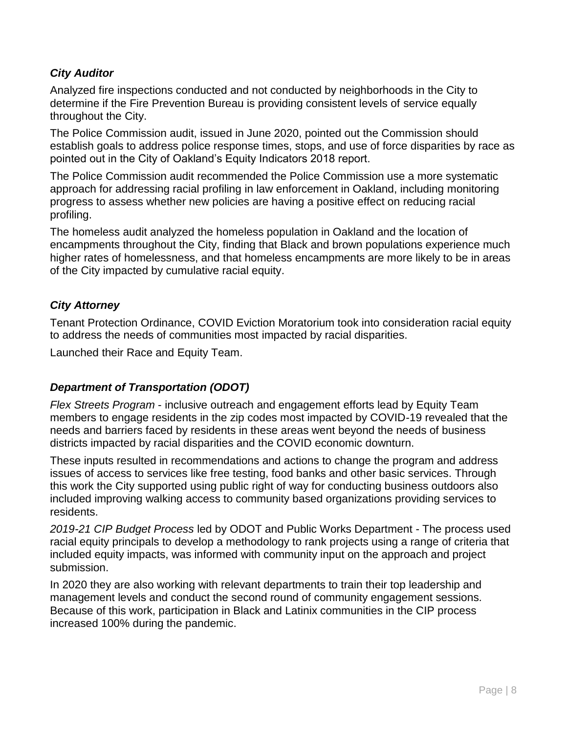### *City Auditor*

Analyzed fire inspections conducted and not conducted by neighborhoods in the City to determine if the Fire Prevention Bureau is providing consistent levels of service equally throughout the City.

The Police Commission audit, issued in June 2020, pointed out the Commission should establish goals to address police response times, stops, and use of force disparities by race as pointed out in the City of Oakland's Equity Indicators 2018 report.

The Police Commission audit recommended the Police Commission use a more systematic approach for addressing racial profiling in law enforcement in Oakland, including monitoring progress to assess whether new policies are having a positive effect on reducing racial profiling.

The homeless audit analyzed the homeless population in Oakland and the location of encampments throughout the City, finding that Black and brown populations experience much higher rates of homelessness, and that homeless encampments are more likely to be in areas of the City impacted by cumulative racial equity.

### *City Attorney*

Tenant Protection Ordinance, COVID Eviction Moratorium took into consideration racial equity to address the needs of communities most impacted by racial disparities.

Launched their Race and Equity Team.

### *Department of Transportation (ODOT)*

*Flex Streets Program* - inclusive outreach and engagement efforts lead by Equity Team members to engage residents in the zip codes most impacted by COVID-19 revealed that the needs and barriers faced by residents in these areas went beyond the needs of business districts impacted by racial disparities and the COVID economic downturn.

These inputs resulted in recommendations and actions to change the program and address issues of access to services like free testing, food banks and other basic services. Through this work the City supported using public right of way for conducting business outdoors also included improving walking access to community based organizations providing services to residents.

*2019-21 CIP Budget Process* led by ODOT and Public Works Department - The process used racial equity principals to develop a methodology to rank projects using a range of criteria that included equity impacts, was informed with community input on the approach and project submission.

In 2020 they are also working with relevant departments to train their top leadership and management levels and conduct the second round of community engagement sessions. Because of this work, participation in Black and Latinix communities in the CIP process increased 100% during the pandemic.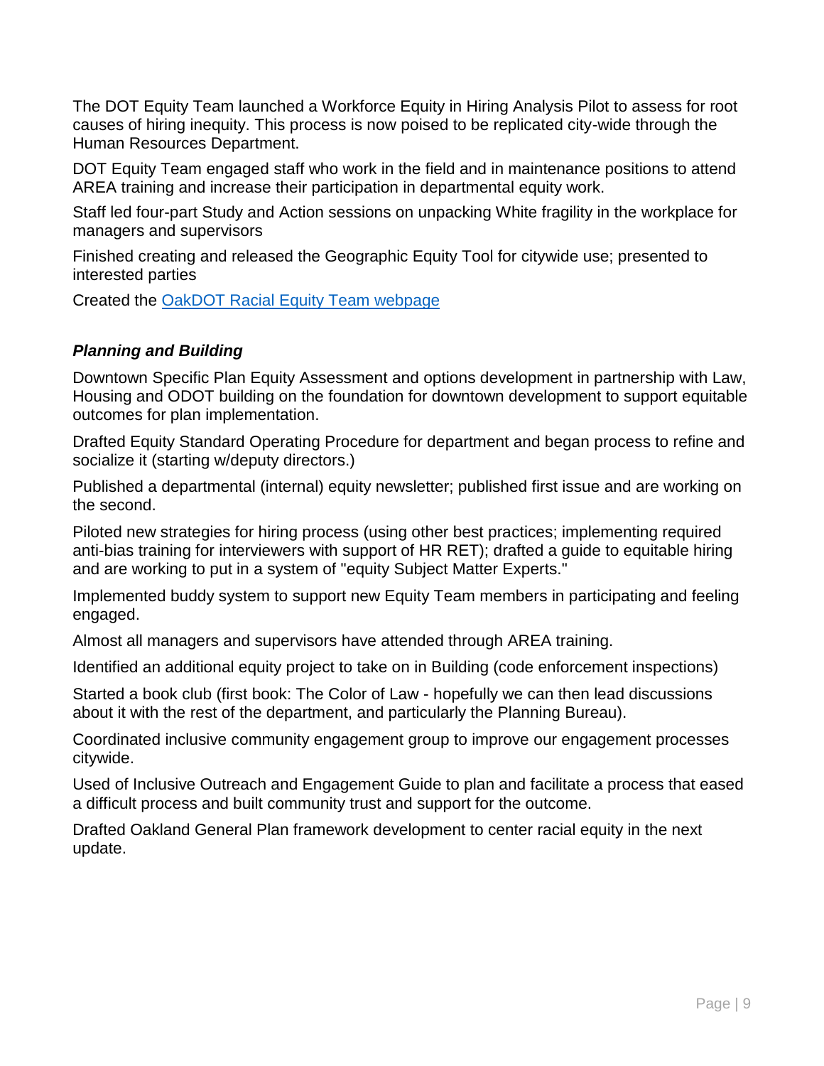The DOT Equity Team launched a Workforce Equity in Hiring Analysis Pilot to assess for root causes of hiring inequity. This process is now poised to be replicated city-wide through the Human Resources Department.

DOT Equity Team engaged staff who work in the field and in maintenance positions to attend AREA training and increase their participation in departmental equity work.

Staff led four-part Study and Action sessions on unpacking White fragility in the workplace for managers and supervisors

Finished creating and released the Geographic Equity Tool for citywide use; presented to interested parties

Created the [OakDOT Racial Equity Team webpage]

### ***Planning and Building***

Downtown Specific Plan Equity Assessment and options development in partnership with Law, Housing and ODOT building on the foundation for downtown development to support equitable outcomes for plan implementation.

Drafted Equity Standard Operating Procedure for department and began process to refine and socialize it (starting w/deputy directors.)

Published a departmental (internal) equity newsletter; published first issue and are working on the second.

Piloted new strategies for hiring process (using other best practices; implementing required anti-bias training for interviewers with support of HR RET); drafted a guide to equitable hiring and are working to put in a system of "equity Subject Matter Experts."

Implemented buddy system to support new Equity Team members in participating and feeling engaged.

Almost all managers and supervisors have attended through AREA training.

Identified an additional equity project to take on in Building (code enforcement inspections)

Started a book club (first book: The Color of Law - hopefully we can then lead discussions about it with the rest of the department, and particularly the Planning Bureau).

Coordinated inclusive community engagement group to improve our engagement processes citywide.

Used of Inclusive Outreach and Engagement Guide to plan and facilitate a process that eased a difficult process and built community trust and support for the outcome.

Drafted Oakland General Plan framework development to center racial equity in the next update.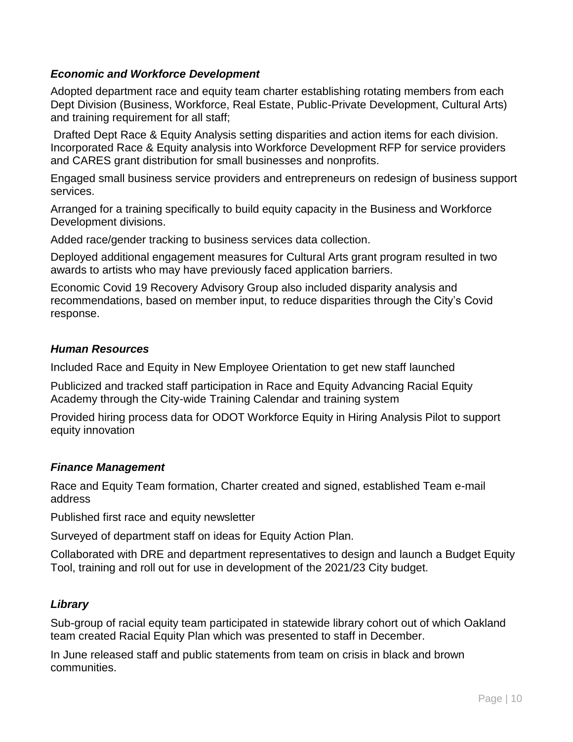### *Economic and Workforce Development*

Adopted department race and equity team charter establishing rotating members from each Dept Division (Business, Workforce, Real Estate, Public-Private Development, Cultural Arts) and training requirement for all staff;

Drafted Dept Race & Equity Analysis setting disparities and action items for each division. Incorporated Race & Equity analysis into Workforce Development RFP for service providers and CARES grant distribution for small businesses and nonprofits.

Engaged small business service providers and entrepreneurs on redesign of business support services.

Arranged for a training specifically to build equity capacity in the Business and Workforce Development divisions.

Added race/gender tracking to business services data collection.

Deployed additional engagement measures for Cultural Arts grant program resulted in two awards to artists who may have previously faced application barriers.

Economic Covid 19 Recovery Advisory Group also included disparity analysis and recommendations, based on member input, to reduce disparities through the City's Covid response.

### *Human Resources*

Included Race and Equity in New Employee Orientation to get new staff launched

Publicized and tracked staff participation in Race and Equity Advancing Racial Equity Academy through the City-wide Training Calendar and training system

Provided hiring process data for ODOT Workforce Equity in Hiring Analysis Pilot to support equity innovation

### *Finance Management*

Race and Equity Team formation, Charter created and signed, established Team e-mail address

Published first race and equity newsletter

Surveyed of department staff on ideas for Equity Action Plan.

Collaborated with DRE and department representatives to design and launch a Budget Equity Tool, training and roll out for use in development of the 2021/23 City budget.

### *Library*

Sub-group of racial equity team participated in statewide library cohort out of which Oakland team created Racial Equity Plan which was presented to staff in December.

In June released staff and public statements from team on crisis in black and brown communities.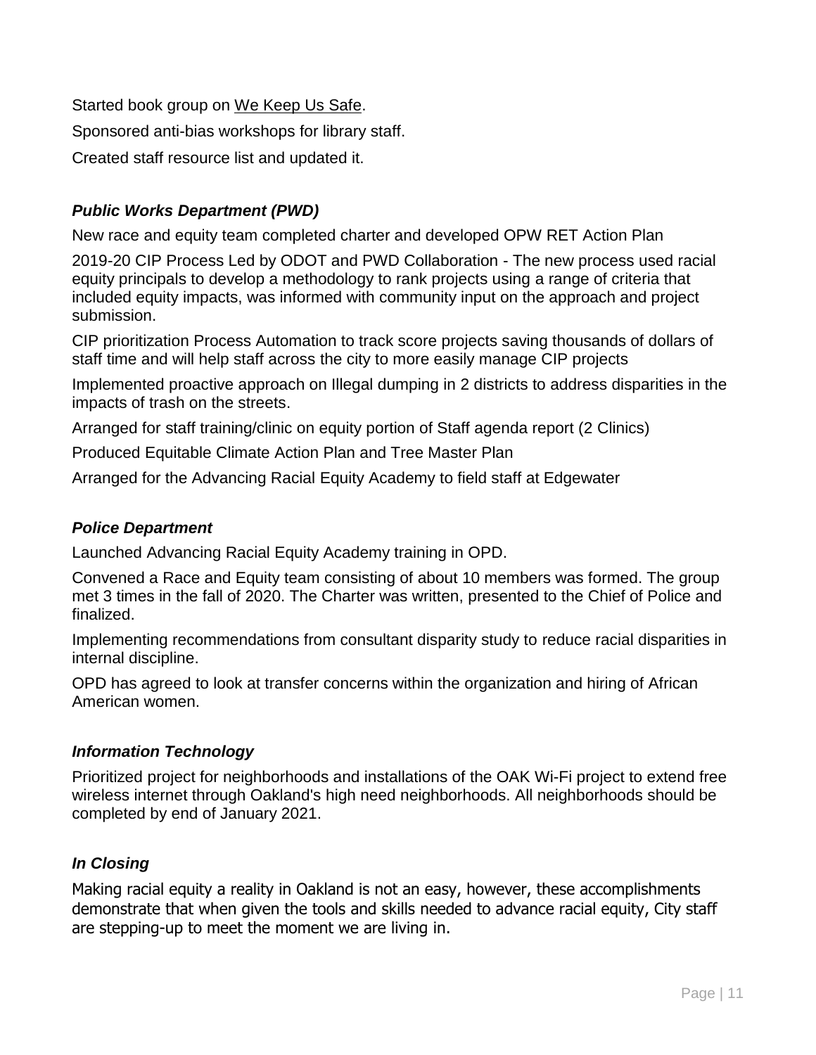Started book group on We Keep Us Safe.

Sponsored anti-bias workshops for library staff.

Created staff resource list and updated it.

### *Public Works Department (PWD)*

New race and equity team completed charter and developed OPW RET Action Plan

2019-20 CIP Process Led by ODOT and PWD Collaboration - The new process used racial equity principals to develop a methodology to rank projects using a range of criteria that included equity impacts, was informed with community input on the approach and project submission.

CIP prioritization Process Automation to track score projects saving thousands of dollars of staff time and will help staff across the city to more easily manage CIP projects

Implemented proactive approach on Illegal dumping in 2 districts to address disparities in the impacts of trash on the streets.

Arranged for staff training/clinic on equity portion of Staff agenda report (2 Clinics)

Produced Equitable Climate Action Plan and Tree Master Plan

Arranged for the Advancing Racial Equity Academy to field staff at Edgewater

### *Police Department*

Launched Advancing Racial Equity Academy training in OPD.

Convened a Race and Equity team consisting of about 10 members was formed. The group met 3 times in the fall of 2020. The Charter was written, presented to the Chief of Police and finalized.

Implementing recommendations from consultant disparity study to reduce racial disparities in internal discipline.

OPD has agreed to look at transfer concerns within the organization and hiring of African American women.

### *Information Technology*

Prioritized project for neighborhoods and installations of the OAK Wi-Fi project to extend free wireless internet through Oakland's high need neighborhoods. All neighborhoods should be completed by end of January 2021.

### *In Closing*

Making racial equity a reality in Oakland is not an easy, however, these accomplishments demonstrate that when given the tools and skills needed to advance racial equity, City staff are stepping-up to meet the moment we are living in.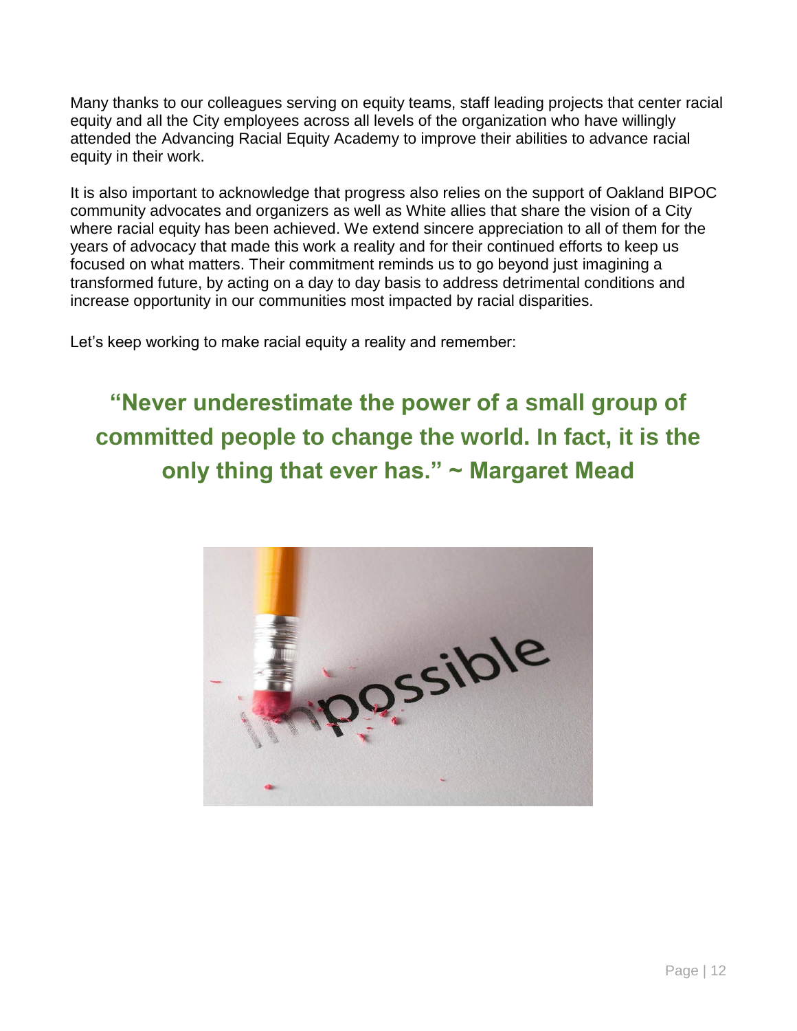Many thanks to our colleagues serving on equity teams, staff leading projects that center racial equity and all the City employees across all levels of the organization who have willingly attended the Advancing Racial Equity Academy to improve their abilities to advance racial equity in their work.

It is also important to acknowledge that progress also relies on the support of Oakland BIPOC community advocates and organizers as well as White allies that share the vision of a City where racial equity has been achieved. We extend sincere appreciation to all of them for the years of advocacy that made this work a reality and for their continued efforts to keep us focused on what matters. Their commitment reminds us to go beyond just imagining a transformed future, by acting on a day to day basis to address detrimental conditions and increase opportunity in our communities most impacted by racial disparities.

Let's keep working to make racial equity a reality and remember:

**"Never underestimate the power of a small group of committed people to change the world. In fact, it is the only thing that ever has." ~ Margaret Mead**